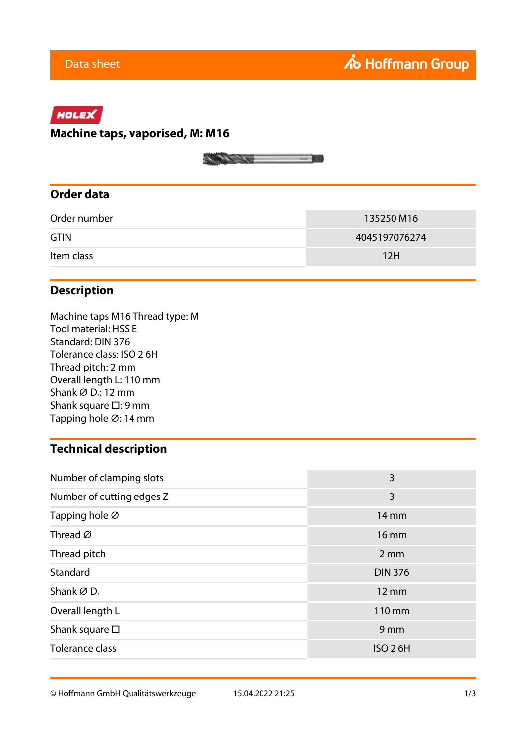Data sheet

HOLEX

# Machine taps, vaporised, M: M16

## Order data

| | |
|---|---|
| Order number | 135250 M16 |
| GTIN | 4045197076274 |
| Item class | 12H |

## Description

Machine taps M16 Thread type: M
Tool material: HSS E
Standard: DIN 376
Tolerance class: ISO 2 6H
Thread pitch: 2 mm
Overall length L: 110 mm
Shank ∅ $D_s$: 12 mm
Shank square ☐: 9 mm
Tapping hole ∅: 14 mm

## Technical description

| | |
|---|---|
| Number of clamping slots | 3 |
| Number of cutting edges Z | 3 |
| Tapping hole ∅ | 14 mm |
| Thread ∅ | 16 mm |
| Thread pitch | 2 mm |
| Standard | DIN 376 |
| Shank ∅ $D_s$ | 12 mm |
| Overall length L | 110 mm |
| Shank square ☐ | 9 mm |
| Tolerance class | ISO 2 6H |

© Hoffmann GmbH Qualitätswerkzeuge 15.04.2022 21:25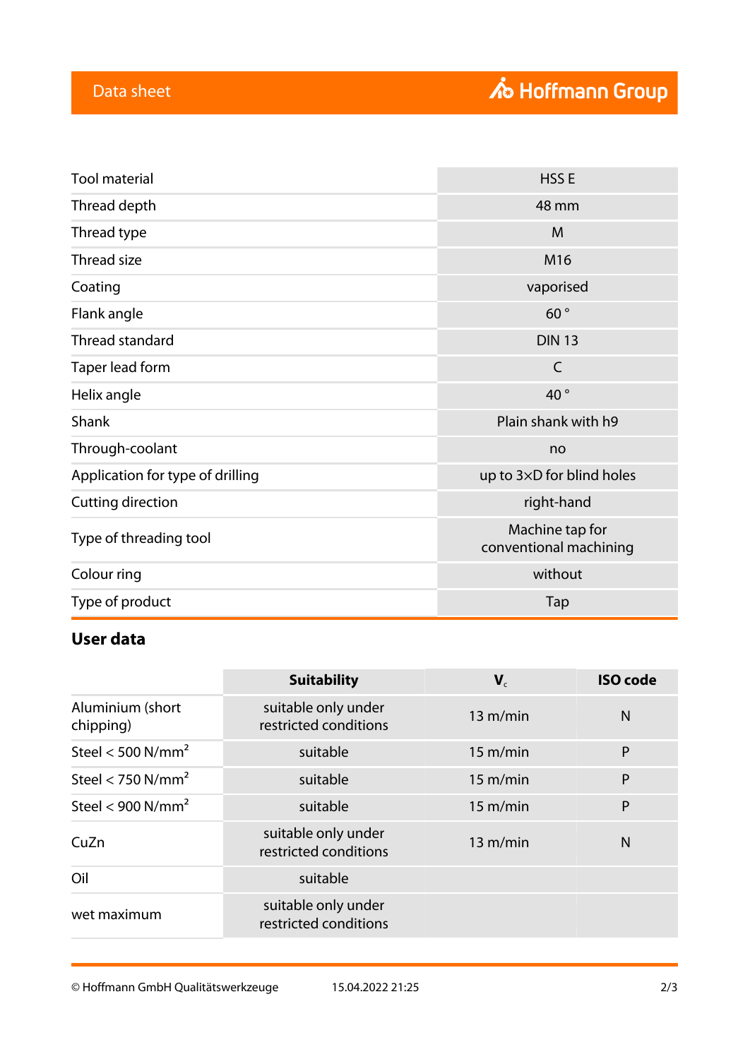| | |
|---|---|
| Tool material | HSS E |
| Thread depth | 48 mm |
| Thread type | M |
| Thread size | M16 |
| Coating | vaporised |
| Flank angle | 60 ° |
| Thread standard | DIN 13 |
| Taper lead form | C |
| Helix angle | 40 ° |
| Shank | Plain shank with h9 |
| Through-coolant | no |
| Application for type of drilling | up to 3×D for blind holes |
| Cutting direction | right-hand |
| Type of threading tool | Machine tap for conventional machining |
| Colour ring | without |
| Type of product | Tap |

## User data

| | Suitability | $V_c$ | ISO code |
|---|---|---|---|
| Aluminium (short chipping) | suitable only under restricted conditions | 13 m/min | N |
| Steel < 500 N/mm² | suitable | 15 m/min | P |
| Steel < 750 N/mm² | suitable | 15 m/min | P |
| Steel < 900 N/mm² | suitable | 15 m/min | P |
| CuZn | suitable only under restricted conditions | 13 m/min | N |
| Oil | suitable | | |
| wet maximum | suitable only under restricted conditions | | |